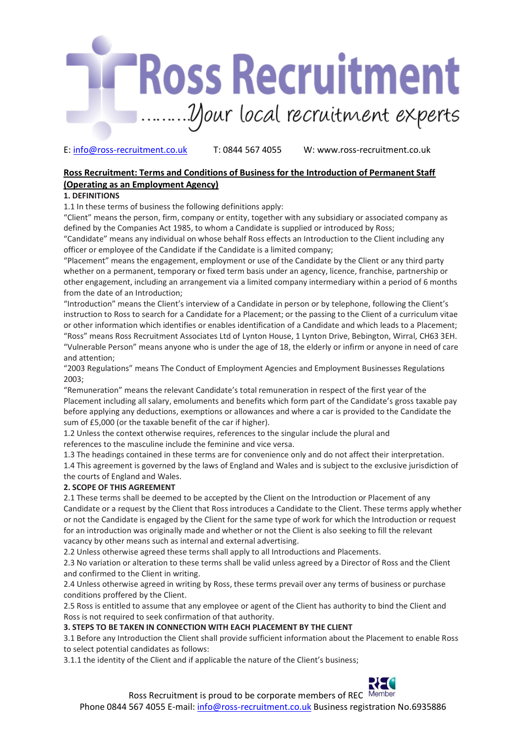# Ross Recruitment

*……..Your local recruitment experts*

E: info@ross-recruitment.co.uk T: 0844 567 4055 W: www.ross-recruitment.co.uk

## Ross Recruitment: Terms and Conditions of Business for the Introduction of Permanent Staff (Operating as an Employment Agency)

**1. DEFINITIONS**

1.1 In these terms of business the following definitions apply:

"Client" means the person, firm, company or entity, together with any subsidiary or associated company as defined by the Companies Act 1985, to whom a Candidate is supplied or introduced by Ross;

"Candidate" means any individual on whose behalf Ross effects an Introduction to the Client including any officer or employee of the Candidate if the Candidate is a limited company;

"Placement" means the engagement, employment or use of the Candidate by the Client or any third party whether on a permanent, temporary or fixed term basis under an agency, licence, franchise, partnership or other engagement, including an arrangement via a limited company intermediary within a period of 6 months from the date of an Introduction;

"Introduction" means the Client's interview of a Candidate in person or by telephone, following the Client's instruction to Ross to search for a Candidate for a Placement; or the passing to the Client of a curriculum vitae or other information which identifies or enables identification of a Candidate and which leads to a Placement;

"Ross" means Ross Recruitment Associates Ltd of Lynton House, 1 Lynton Drive, Bebington, Wirral, CH63 3EH.

"Vulnerable Person" means anyone who is under the age of 18, the elderly or infirm or anyone in need of care and attention;

"2003 Regulations" means The Conduct of Employment Agencies and Employment Businesses Regulations 2003;

"Remuneration" means the relevant Candidate's total remuneration in respect of the first year of the Placement including all salary, emoluments and benefits which form part of the Candidate's gross taxable pay before applying any deductions, exemptions or allowances and where a car is provided to the Candidate the sum of £5,000 (or the taxable benefit of the car if higher).

1.2 Unless the context otherwise requires, references to the singular include the plural and references to the masculine include the feminine and vice versa.

1.3 The headings contained in these terms are for convenience only and do not affect their interpretation.

1.4 This agreement is governed by the laws of England and Wales and is subject to the exclusive jurisdiction of the courts of England and Wales.

**2. SCOPE OF THIS AGREEMENT**

2.1 These terms shall be deemed to be accepted by the Client on the Introduction or Placement of any Candidate or a request by the Client that Ross introduces a Candidate to the Client. These terms apply whether or not the Candidate is engaged by the Client for the same type of work for which the Introduction or request for an introduction was originally made and whether or not the Client is also seeking to fill the relevant vacancy by other means such as internal and external advertising.

2.2 Unless otherwise agreed these terms shall apply to all Introductions and Placements.

2.3 No variation or alteration to these terms shall be valid unless agreed by a Director of Ross and the Client and confirmed to the Client in writing.

2.4 Unless otherwise agreed in writing by Ross, these terms prevail over any terms of business or purchase conditions proffered by the Client.

2.5 Ross is entitled to assume that any employee or agent of the Client has authority to bind the Client and Ross is not required to seek confirmation of that authority.

**3. STEPS TO BE TAKEN IN CONNECTION WITH EACH PLACEMENT BY THE CLIENT**

3.1 Before any Introduction the Client shall provide sufficient information about the Placement to enable Ross to select potential candidates as follows:

3.1.1 the identity of the Client and if applicable the nature of the Client's business;

Ross Recruitment is proud to be corporate members of REC

Phone 0844 567 4055 E-mail: info@ross-recruitment.co.uk Business registration No.6935886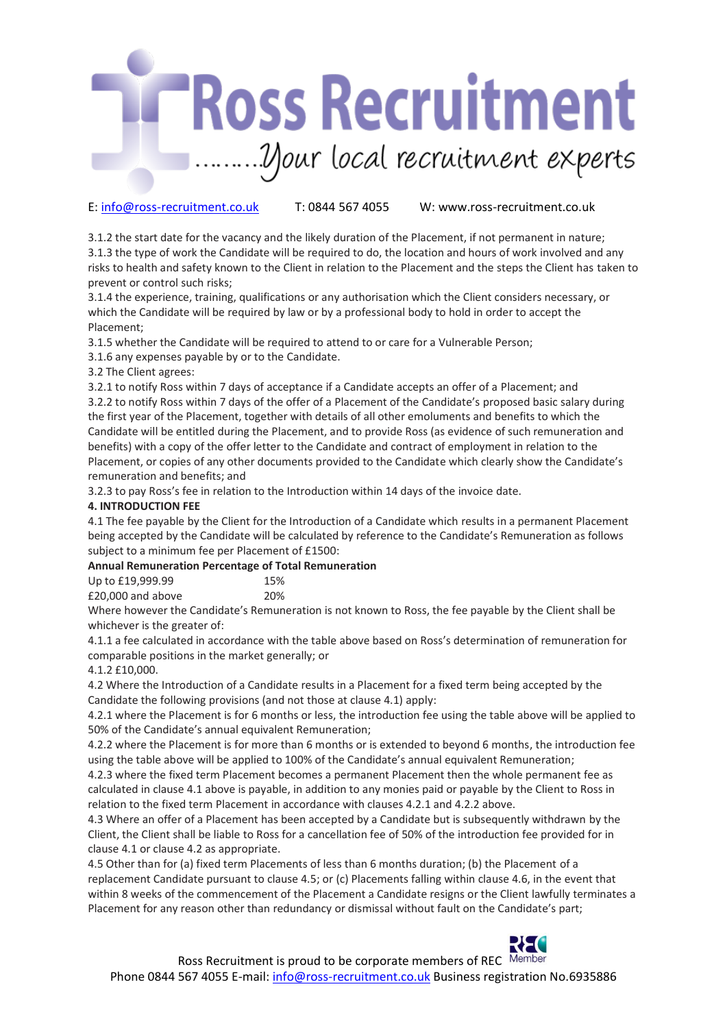3.1.2 the start date for the vacancy and the likely duration of the Placement, if not permanent in nature;
3.1.3 the type of work the Candidate will be required to do, the location and hours of work involved and any risks to health and safety known to the Client in relation to the Placement and the steps the Client has taken to prevent or control such risks;
3.1.4 the experience, training, qualifications or any authorisation which the Client considers necessary, or which the Candidate will be required by law or by a professional body to hold in order to accept the Placement;
3.1.5 whether the Candidate will be required to attend to or care for a Vulnerable Person;
3.1.6 any expenses payable by or to the Candidate.
3.2 The Client agrees:
3.2.1 to notify Ross within 7 days of acceptance if a Candidate accepts an offer of a Placement; and
3.2.2 to notify Ross within 7 days of the offer of a Placement of the Candidate's proposed basic salary during the first year of the Placement, together with details of all other emoluments and benefits to which the Candidate will be entitled during the Placement, and to provide Ross (as evidence of such remuneration and benefits) with a copy of the offer letter to the Candidate and contract of employment in relation to the Placement, or copies of any other documents provided to the Candidate which clearly show the Candidate's remuneration and benefits; and
3.2.3 to pay Ross's fee in relation to the Introduction within 14 days of the invoice date.

**4. INTRODUCTION FEE**

4.1 The fee payable by the Client for the Introduction of a Candidate which results in a permanent Placement being accepted by the Candidate will be calculated by reference to the Candidate's Remuneration as follows subject to a minimum fee per Placement of £1500:

| Annual Remuneration | Percentage of Total Remuneration |
|---|---|
| Up to £19,999.99 | 15% |
| £20,000 and above | 20% |

Where however the Candidate's Remuneration is not known to Ross, the fee payable by the Client shall be whichever is the greater of:
4.1.1 a fee calculated in accordance with the table above based on Ross's determination of remuneration for comparable positions in the market generally; or
4.1.2 £10,000.
4.2 Where the Introduction of a Candidate results in a Placement for a fixed term being accepted by the Candidate the following provisions (and not those at clause 4.1) apply:
4.2.1 where the Placement is for 6 months or less, the introduction fee using the table above will be applied to 50% of the Candidate's annual equivalent Remuneration;
4.2.2 where the Placement is for more than 6 months or is extended to beyond 6 months, the introduction fee using the table above will be applied to 100% of the Candidate's annual equivalent Remuneration;
4.2.3 where the fixed term Placement becomes a permanent Placement then the whole permanent fee as calculated in clause 4.1 above is payable, in addition to any monies paid or payable by the Client to Ross in relation to the fixed term Placement in accordance with clauses 4.2.1 and 4.2.2 above.
4.3 Where an offer of a Placement has been accepted by a Candidate but is subsequently withdrawn by the Client, the Client shall be liable to Ross for a cancellation fee of 50% of the introduction fee provided for in clause 4.1 or clause 4.2 as appropriate.
4.5 Other than for (a) fixed term Placements of less than 6 months duration; (b) the Placement of a replacement Candidate pursuant to clause 4.5; or (c) Placements falling within clause 4.6, in the event that within 8 weeks of the commencement of the Placement a Candidate resigns or the Client lawfully terminates a Placement for any reason other than redundancy or dismissal without fault on the Candidate's part;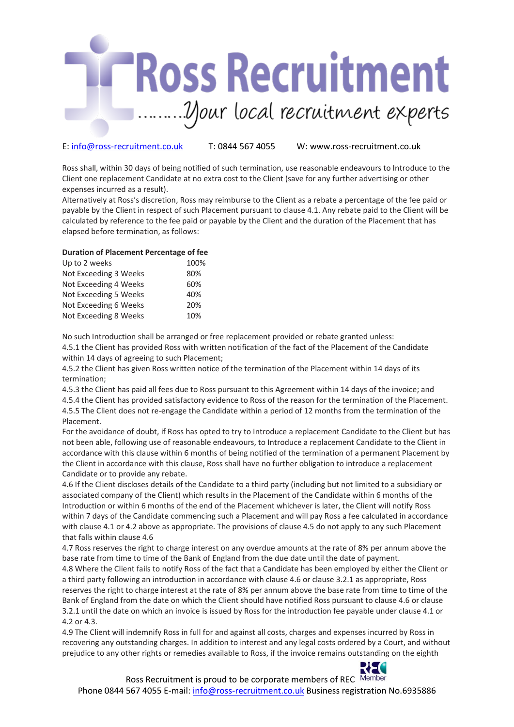Ross shall, within 30 days of being notified of such termination, use reasonable endeavours to Introduce to the Client one replacement Candidate at no extra cost to the Client (save for any further advertising or other expenses incurred as a result).
Alternatively at Ross's discretion, Ross may reimburse to the Client as a rebate a percentage of the fee paid or payable by the Client in respect of such Placement pursuant to clause 4.1. Any rebate paid to the Client will be calculated by reference to the fee paid or payable by the Client and the duration of the Placement that has elapsed before termination, as follows:

| Duration of Placement | Percentage of fee |
|---|---|
| Up to 2 weeks | 100% |
| Not Exceeding 3 Weeks | 80% |
| Not Exceeding 4 Weeks | 60% |
| Not Exceeding 5 Weeks | 40% |
| Not Exceeding 6 Weeks | 20% |
| Not Exceeding 8 Weeks | 10% |

No such Introduction shall be arranged or free replacement provided or rebate granted unless:
4.5.1 the Client has provided Ross with written notification of the fact of the Placement of the Candidate within 14 days of agreeing to such Placement;
4.5.2 the Client has given Ross written notice of the termination of the Placement within 14 days of its termination;
4.5.3 the Client has paid all fees due to Ross pursuant to this Agreement within 14 days of the invoice; and
4.5.4 the Client has provided satisfactory evidence to Ross of the reason for the termination of the Placement.
4.5.5 The Client does not re-engage the Candidate within a period of 12 months from the termination of the Placement.
For the avoidance of doubt, if Ross has opted to try to Introduce a replacement Candidate to the Client but has not been able, following use of reasonable endeavours, to Introduce a replacement Candidate to the Client in accordance with this clause within 6 months of being notified of the termination of a permanent Placement by the Client in accordance with this clause, Ross shall have no further obligation to introduce a replacement Candidate or to provide any rebate.
4.6 If the Client discloses details of the Candidate to a third party (including but not limited to a subsidiary or associated company of the Client) which results in the Placement of the Candidate within 6 months of the Introduction or within 6 months of the end of the Placement whichever is later, the Client will notify Ross within 7 days of the Candidate commencing such a Placement and will pay Ross a fee calculated in accordance with clause 4.1 or 4.2 above as appropriate. The provisions of clause 4.5 do not apply to any such Placement that falls within clause 4.6
4.7 Ross reserves the right to charge interest on any overdue amounts at the rate of 8% per annum above the base rate from time to time of the Bank of England from the due date until the date of payment.
4.8 Where the Client fails to notify Ross of the fact that a Candidate has been employed by either the Client or a third party following an introduction in accordance with clause 4.6 or clause 3.2.1 as appropriate, Ross reserves the right to charge interest at the rate of 8% per annum above the base rate from time to time of the Bank of England from the date on which the Client should have notified Ross pursuant to clause 4.6 or clause 3.2.1 until the date on which an invoice is issued by Ross for the introduction fee payable under clause 4.1 or 4.2 or 4.3.
4.9 The Client will indemnify Ross in full for and against all costs, charges and expenses incurred by Ross in recovering any outstanding charges. In addition to interest and any legal costs ordered by a Court, and without prejudice to any other rights or remedies available to Ross, if the invoice remains outstanding on the eighth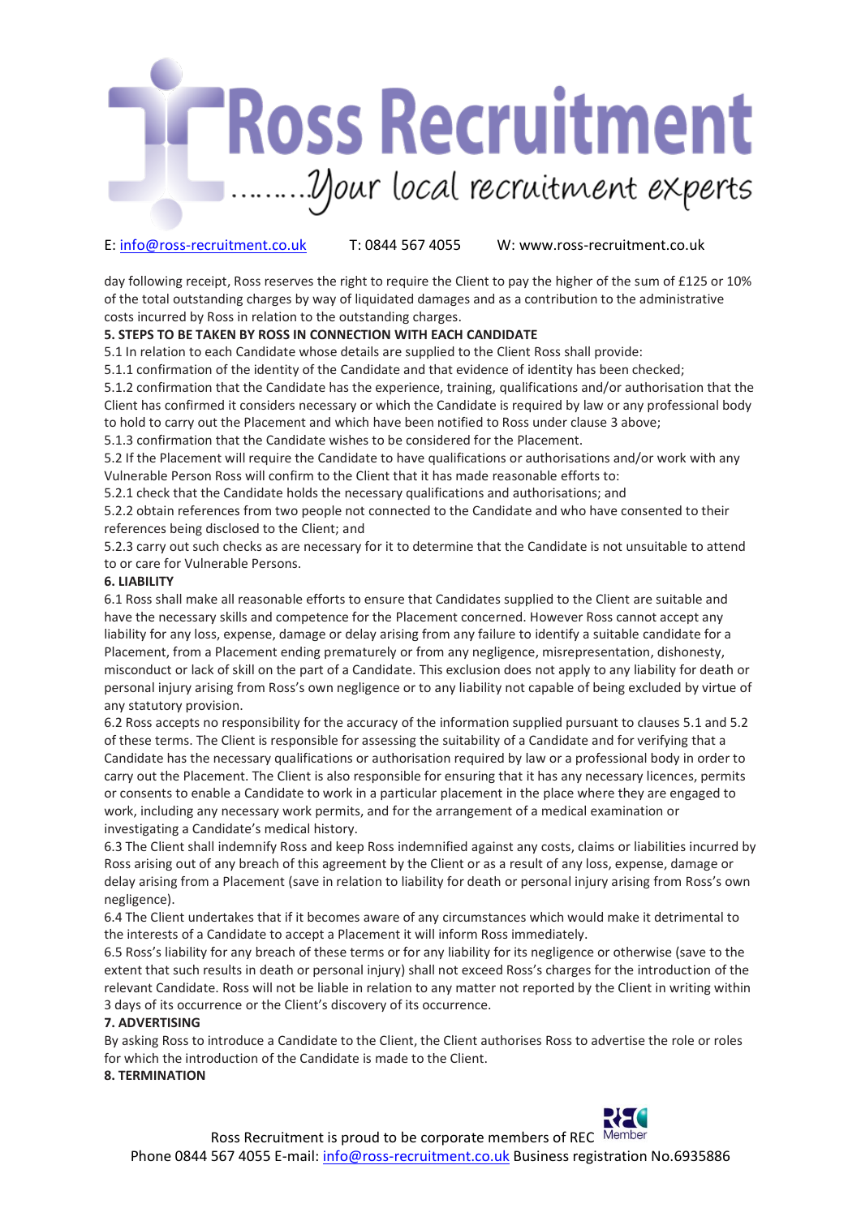day following receipt, Ross reserves the right to require the Client to pay the higher of the sum of £125 or 10% of the total outstanding charges by way of liquidated damages and as a contribution to the administrative costs incurred by Ross in relation to the outstanding charges.

**5. STEPS TO BE TAKEN BY ROSS IN CONNECTION WITH EACH CANDIDATE**

5.1 In relation to each Candidate whose details are supplied to the Client Ross shall provide:

5.1.1 confirmation of the identity of the Candidate and that evidence of identity has been checked;

5.1.2 confirmation that the Candidate has the experience, training, qualifications and/or authorisation that the Client has confirmed it considers necessary or which the Candidate is required by law or any professional body to hold to carry out the Placement and which have been notified to Ross under clause 3 above;

5.1.3 confirmation that the Candidate wishes to be considered for the Placement.

5.2 If the Placement will require the Candidate to have qualifications or authorisations and/or work with any Vulnerable Person Ross will confirm to the Client that it has made reasonable efforts to:

5.2.1 check that the Candidate holds the necessary qualifications and authorisations; and

5.2.2 obtain references from two people not connected to the Candidate and who have consented to their references being disclosed to the Client; and

5.2.3 carry out such checks as are necessary for it to determine that the Candidate is not unsuitable to attend to or care for Vulnerable Persons.

**6. LIABILITY**

6.1 Ross shall make all reasonable efforts to ensure that Candidates supplied to the Client are suitable and have the necessary skills and competence for the Placement concerned. However Ross cannot accept any liability for any loss, expense, damage or delay arising from any failure to identify a suitable candidate for a Placement, from a Placement ending prematurely or from any negligence, misrepresentation, dishonesty, misconduct or lack of skill on the part of a Candidate. This exclusion does not apply to any liability for death or personal injury arising from Ross's own negligence or to any liability not capable of being excluded by virtue of any statutory provision.

6.2 Ross accepts no responsibility for the accuracy of the information supplied pursuant to clauses 5.1 and 5.2 of these terms. The Client is responsible for assessing the suitability of a Candidate and for verifying that a Candidate has the necessary qualifications or authorisation required by law or a professional body in order to carry out the Placement. The Client is also responsible for ensuring that it has any necessary licences, permits or consents to enable a Candidate to work in a particular placement in the place where they are engaged to work, including any necessary work permits, and for the arrangement of a medical examination or investigating a Candidate's medical history.

6.3 The Client shall indemnify Ross and keep Ross indemnified against any costs, claims or liabilities incurred by Ross arising out of any breach of this agreement by the Client or as a result of any loss, expense, damage or delay arising from a Placement (save in relation to liability for death or personal injury arising from Ross's own negligence).

6.4 The Client undertakes that if it becomes aware of any circumstances which would make it detrimental to the interests of a Candidate to accept a Placement it will inform Ross immediately.

6.5 Ross's liability for any breach of these terms or for any liability for its negligence or otherwise (save to the extent that such results in death or personal injury) shall not exceed Ross's charges for the introduction of the relevant Candidate. Ross will not be liable in relation to any matter not reported by the Client in writing within 3 days of its occurrence or the Client's discovery of its occurrence.

**7. ADVERTISING**

By asking Ross to introduce a Candidate to the Client, the Client authorises Ross to advertise the role or roles for which the introduction of the Candidate is made to the Client.

**8. TERMINATION**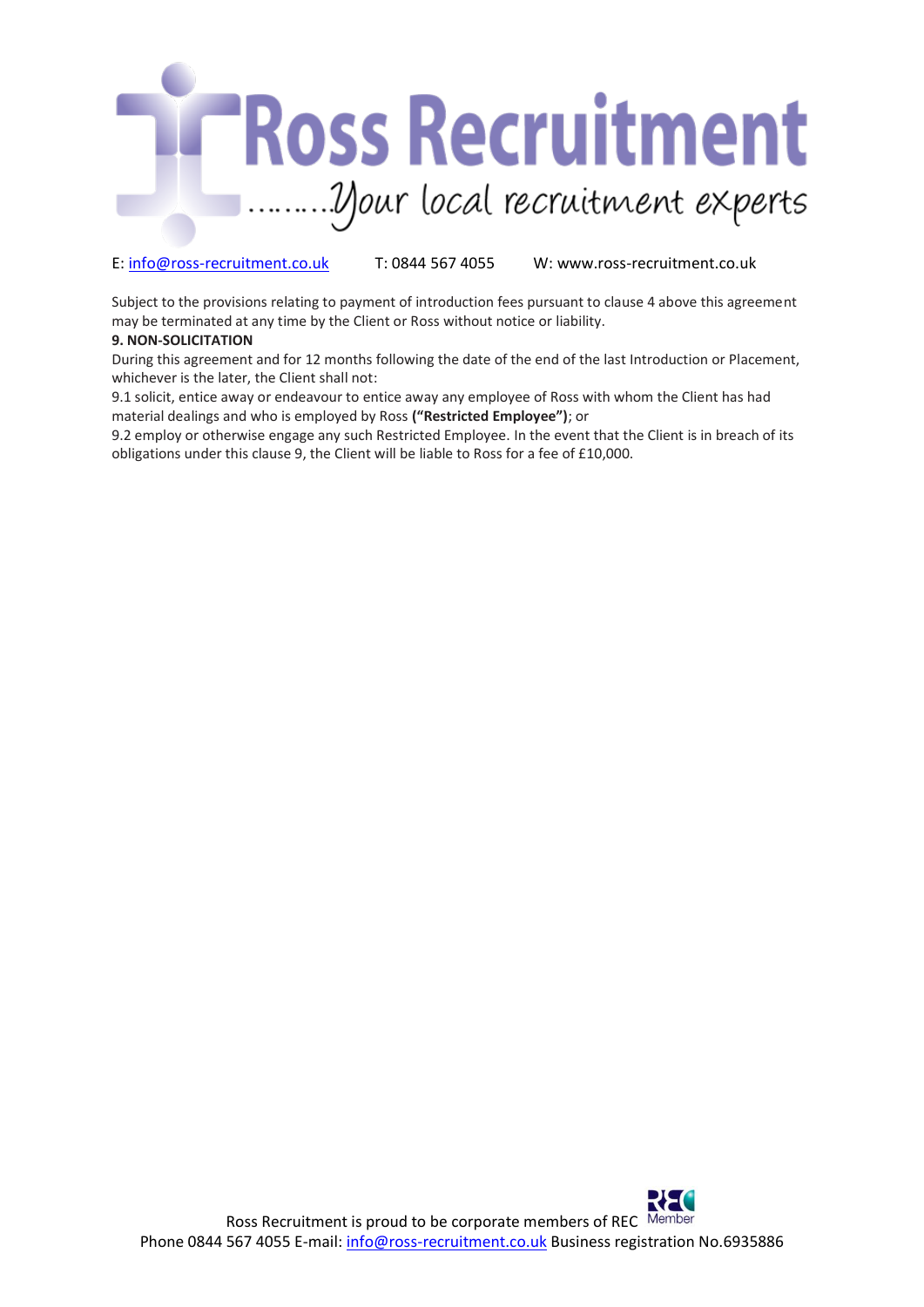Subject to the provisions relating to payment of introduction fees pursuant to clause 4 above this agreement may be terminated at any time by the Client or Ross without notice or liability.

**9. NON-SOLICITATION**

During this agreement and for 12 months following the date of the end of the last Introduction or Placement, whichever is the later, the Client shall not:

9.1 solicit, entice away or endeavour to entice away any employee of Ross with whom the Client has had material dealings and who is employed by Ross **("Restricted Employee")**; or

9.2 employ or otherwise engage any such Restricted Employee. In the event that the Client is in breach of its obligations under this clause 9, the Client will be liable to Ross for a fee of £10,000.